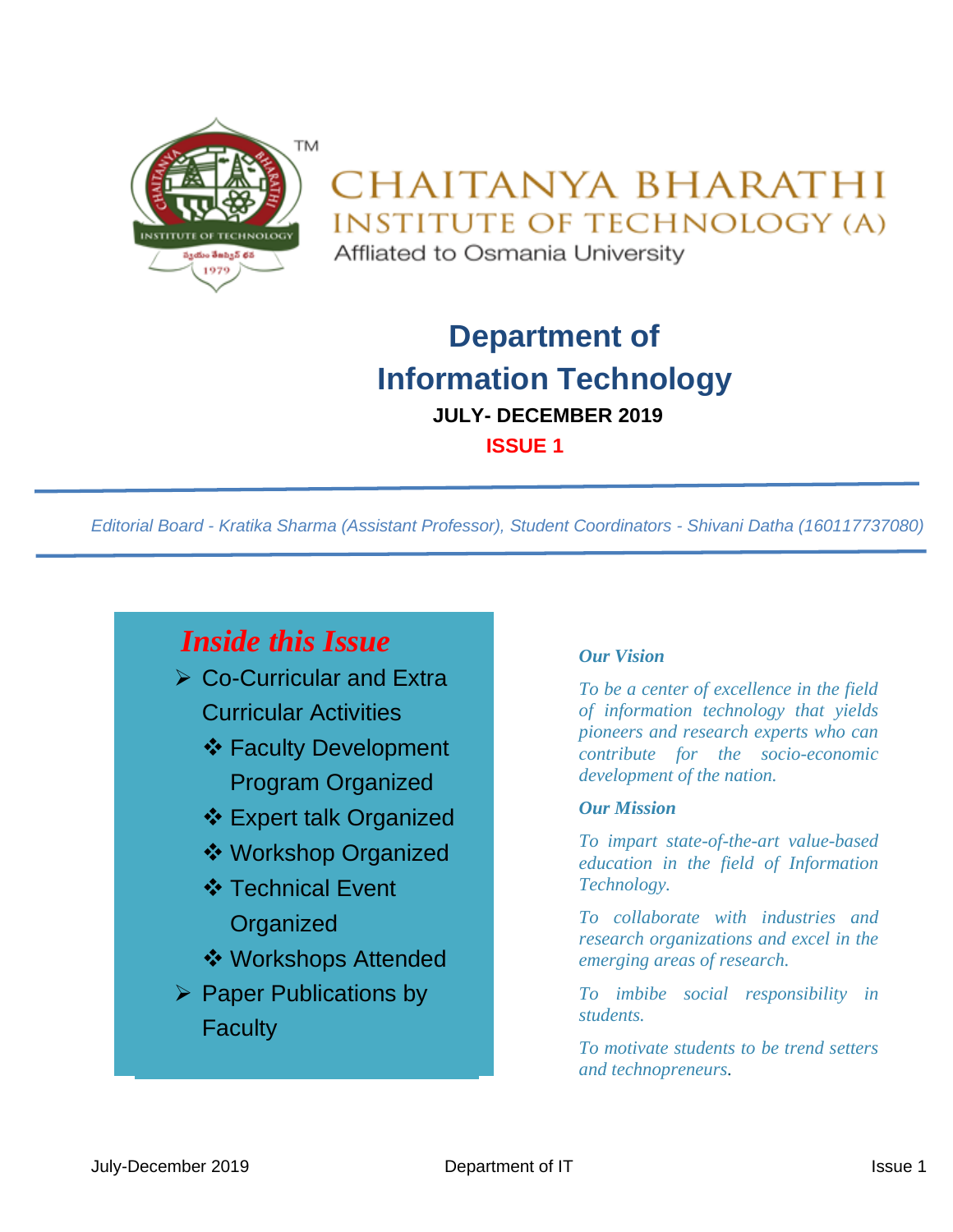# CHAITANYA BHARATHI INSTITUTE OF TECHNOLOGY (A)

Affliated to Osmania University

## Department of Information Technology

**JULY- DECEMBER 2019**

**ISSUE 1**

*Editorial Board - Kratika Sharma (Assistant Professor), Student Coordinators - Shivani Datha (160117737080)*

### *Inside this Issue*

- Co-Curricular and Extra Curricular Activities
  - Faculty Development Program Organized
  - Expert talk Organized
  - Workshop Organized
  - Technical Event Organized
  - Workshops Attended
- Paper Publications by Faculty

***Our Vision***

*To be a center of excellence in the field of information technology that yields pioneers and research experts who can contribute for the socio-economic development of the nation.*

***Our Mission***

*To impart state-of-the-art value-based education in the field of Information Technology.*

*To collaborate with industries and research organizations and excel in the emerging areas of research.*

*To imbibe social responsibility in students.*

*To motivate students to be trend setters and technopreneurs.*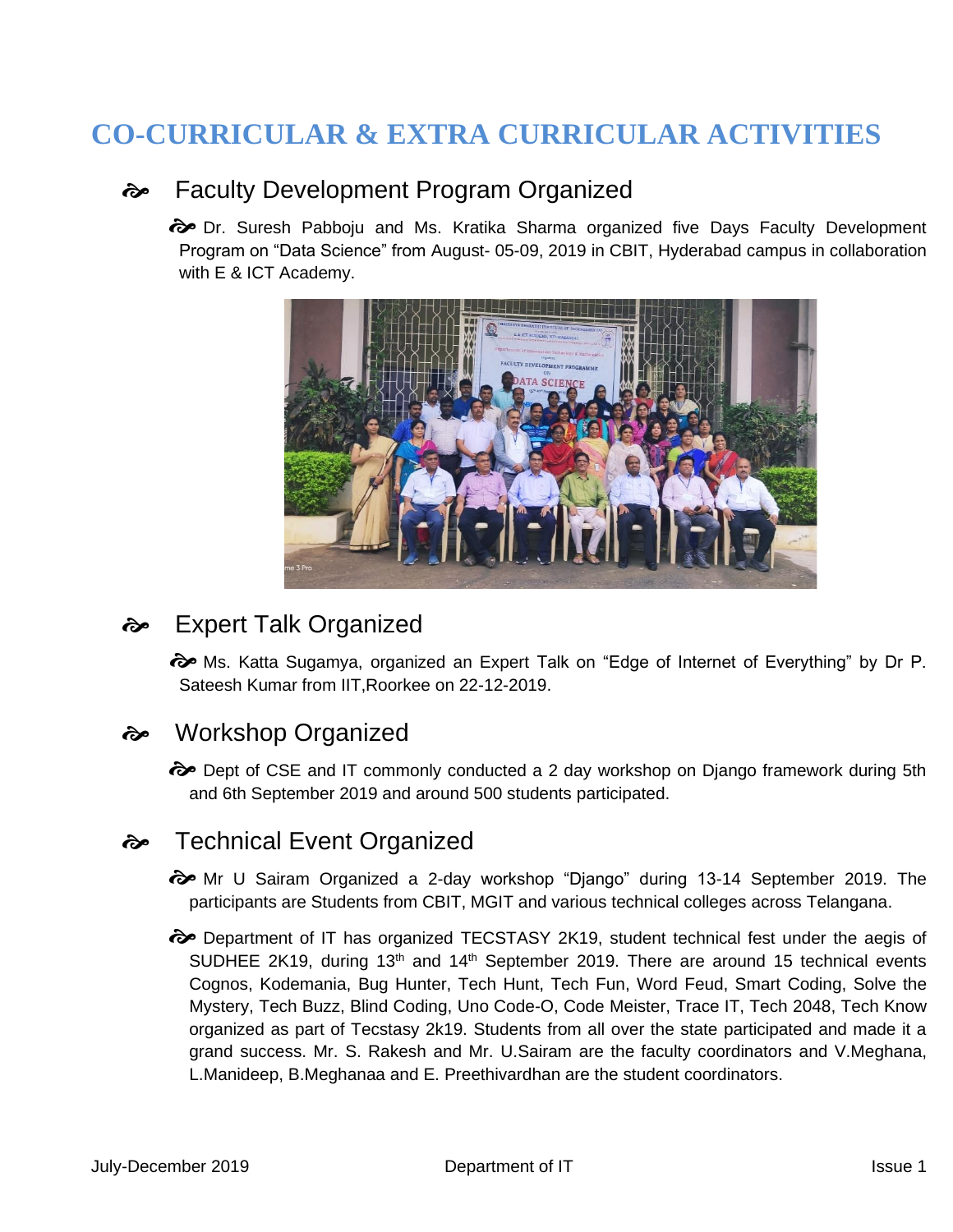# CO-CURRICULAR & EXTRA CURRICULAR ACTIVITIES

## Faculty Development Program Organized

- Dr. Suresh Pabboju and Ms. Kratika Sharma organized five Days Faculty Development Program on "Data Science" from August- 05-09, 2019 in CBIT, Hyderabad campus in collaboration with E & ICT Academy.

## Expert Talk Organized

- Ms. Katta Sugamya, organized an Expert Talk on "Edge of Internet of Everything" by Dr P. Sateesh Kumar from IIT,Roorkee on 22-12-2019.

## Workshop Organized

- Dept of CSE and IT commonly conducted a 2 day workshop on Django framework during 5th and 6th September 2019 and around 500 students participated.

## Technical Event Organized

- Mr U Sairam Organized a 2-day workshop "Django" during 13-14 September 2019. The participants are Students from CBIT, MGIT and various technical colleges across Telangana.
- Department of IT has organized TECSTASY 2K19, student technical fest under the aegis of SUDHEE 2K19, during 13th and 14th September 2019. There are around 15 technical events Cognos, Kodemania, Bug Hunter, Tech Hunt, Tech Fun, Word Feud, Smart Coding, Solve the Mystery, Tech Buzz, Blind Coding, Uno Code-O, Code Meister, Trace IT, Tech 2048, Tech Know organized as part of Tecstasy 2k19. Students from all over the state participated and made it a grand success. Mr. S. Rakesh and Mr. U.Sairam are the faculty coordinators and V.Meghana, L.Manideep, B.Meghanaa and E. Preethivardhan are the student coordinators.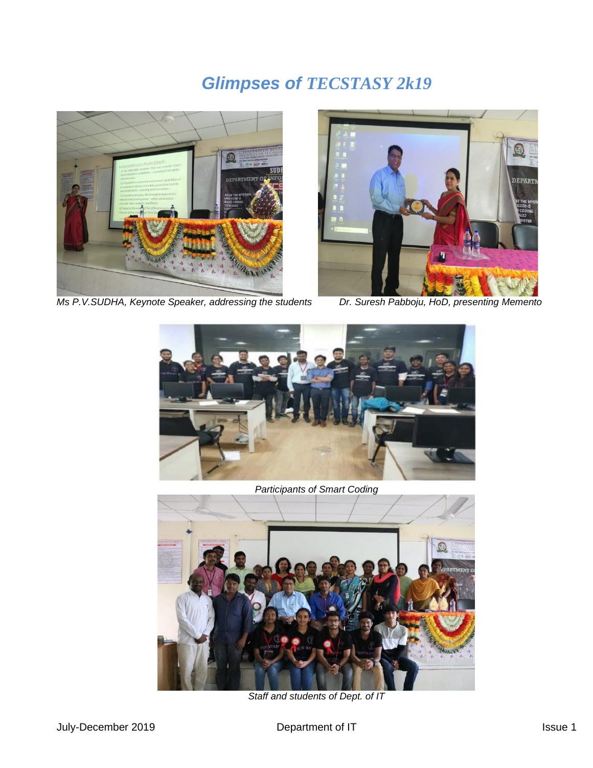# *Glimpses of TECSTASY 2k19*

*Ms P.V.SUDHA, Keynote Speaker, addressing the students*

*Dr. Suresh Pabboju, HoD, presenting Memento*

*Participants of Smart Coding*

*Staff and students of Dept. of IT*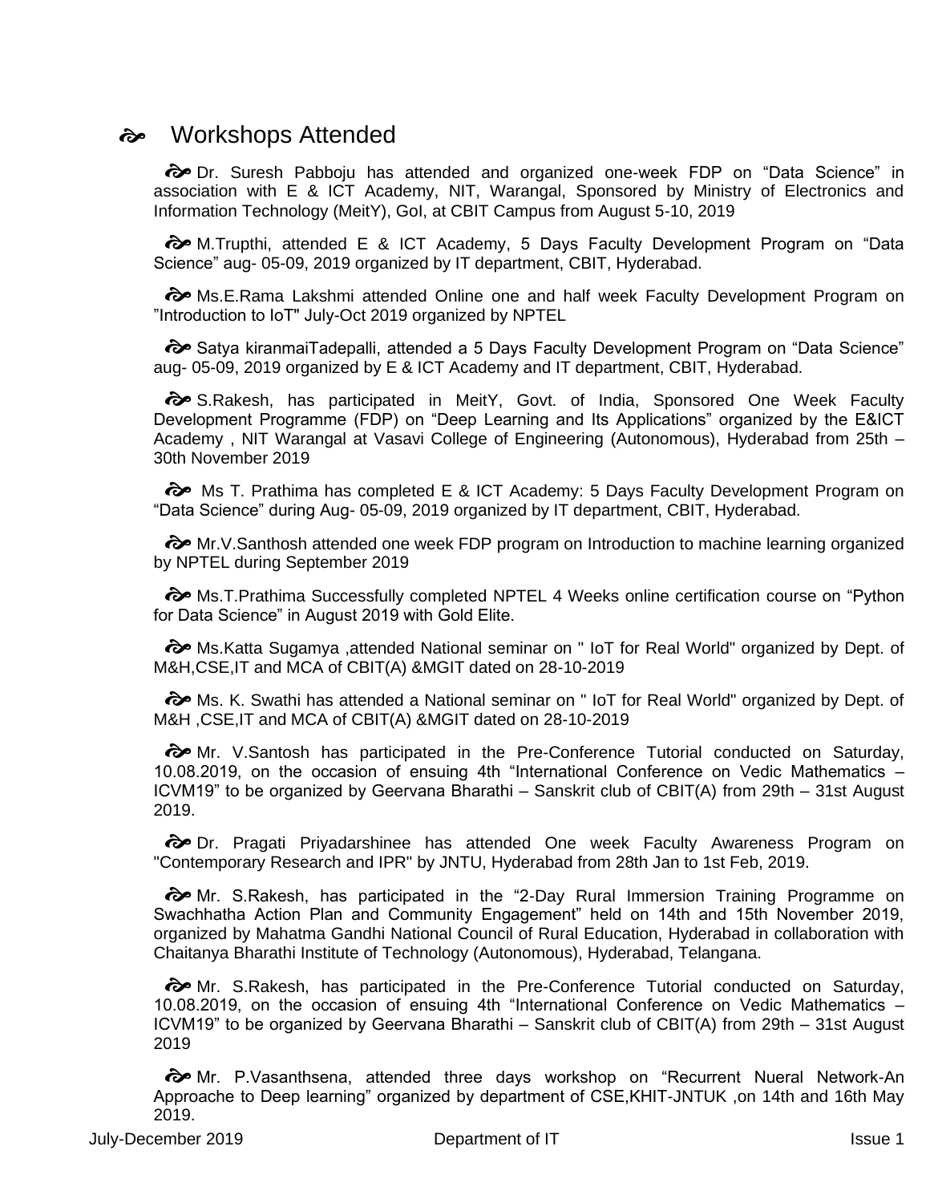## Workshops Attended

- Dr. Suresh Pabboju has attended and organized one-week FDP on “Data Science” in association with E & ICT Academy, NIT, Warangal, Sponsored by Ministry of Electronics and Information Technology (MeitY), GoI, at CBIT Campus from August 5-10, 2019

- M.Trupthi, attended E & ICT Academy, 5 Days Faculty Development Program on “Data Science” aug- 05-09, 2019 organized by IT department, CBIT, Hyderabad.

- Ms.E.Rama Lakshmi attended Online one and half week Faculty Development Program on ”Introduction to IoT" July-Oct 2019 organized by NPTEL

- Satya kiranmaiTadepalli, attended a 5 Days Faculty Development Program on “Data Science” aug- 05-09, 2019 organized by E & ICT Academy and IT department, CBIT, Hyderabad.

- S.Rakesh, has participated in MeitY, Govt. of India, Sponsored One Week Faculty Development Programme (FDP) on “Deep Learning and Its Applications” organized by the E&ICT Academy , NIT Warangal at Vasavi College of Engineering (Autonomous), Hyderabad from 25th – 30th November 2019

- Ms T. Prathima has completed E & ICT Academy: 5 Days Faculty Development Program on “Data Science” during Aug- 05-09, 2019 organized by IT department, CBIT, Hyderabad.

- Mr.V.Santhosh attended one week FDP program on Introduction to machine learning organized by NPTEL during September 2019

- Ms.T.Prathima Successfully completed NPTEL 4 Weeks online certification course on “Python for Data Science” in August 2019 with Gold Elite.

- Ms.Katta Sugamya ,attended National seminar on " IoT for Real World" organized by Dept. of M&H,CSE,IT and MCA of CBIT(A) &MGIT dated on 28-10-2019

- Ms. K. Swathi has attended a National seminar on " IoT for Real World" organized by Dept. of M&H ,CSE,IT and MCA of CBIT(A) &MGIT dated on 28-10-2019

- Mr. V.Santosh has participated in the Pre-Conference Tutorial conducted on Saturday, 10.08.2019, on the occasion of ensuing 4th “International Conference on Vedic Mathematics – ICVM19” to be organized by Geervana Bharathi – Sanskrit club of CBIT(A) from 29th – 31st August 2019.

- Dr. Pragati Priyadarshinee has attended One week Faculty Awareness Program on "Contemporary Research and IPR" by JNTU, Hyderabad from 28th Jan to 1st Feb, 2019.

- Mr. S.Rakesh, has participated in the “2-Day Rural Immersion Training Programme on Swachhatha Action Plan and Community Engagement” held on 14th and 15th November 2019, organized by Mahatma Gandhi National Council of Rural Education, Hyderabad in collaboration with Chaitanya Bharathi Institute of Technology (Autonomous), Hyderabad, Telangana.

- Mr. S.Rakesh, has participated in the Pre-Conference Tutorial conducted on Saturday, 10.08.2019, on the occasion of ensuing 4th “International Conference on Vedic Mathematics – ICVM19” to be organized by Geervana Bharathi – Sanskrit club of CBIT(A) from 29th – 31st August 2019

- Mr. P.Vasanthsena, attended three days workshop on “Recurrent Nueral Network-An Approache to Deep learning” organized by department of CSE,KHIT-JNTUK ,on 14th and 16th May 2019.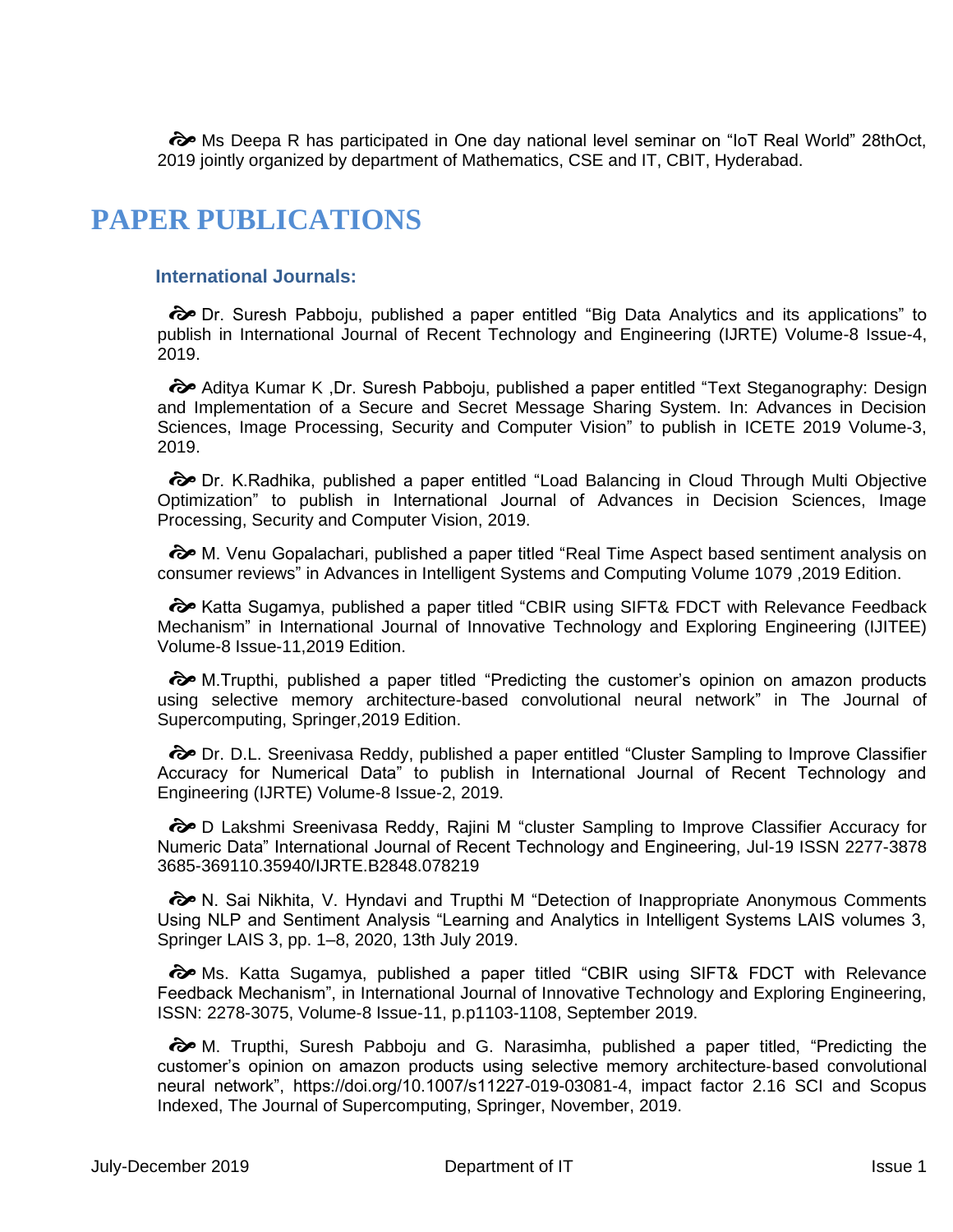- Ms Deepa R has participated in One day national level seminar on "IoT Real World" 28thOct, 2019 jointly organized by department of Mathematics, CSE and IT, CBIT, Hyderabad.

# PAPER PUBLICATIONS

### International Journals:

- Dr. Suresh Pabboju, published a paper entitled "Big Data Analytics and its applications" to publish in International Journal of Recent Technology and Engineering (IJRTE) Volume-8 Issue-4, 2019.

- Aditya Kumar K ,Dr. Suresh Pabboju, published a paper entitled "Text Steganography: Design and Implementation of a Secure and Secret Message Sharing System. In: Advances in Decision Sciences, Image Processing, Security and Computer Vision" to publish in ICETE 2019 Volume-3, 2019.

- Dr. K.Radhika, published a paper entitled "Load Balancing in Cloud Through Multi Objective Optimization" to publish in International Journal of Advances in Decision Sciences, Image Processing, Security and Computer Vision, 2019.

- M. Venu Gopalachari, published a paper titled "Real Time Aspect based sentiment analysis on consumer reviews" in Advances in Intelligent Systems and Computing Volume 1079 ,2019 Edition.

- Katta Sugamya, published a paper titled "CBIR using SIFT& FDCT with Relevance Feedback Mechanism" in International Journal of Innovative Technology and Exploring Engineering (IJITEE) Volume-8 Issue-11,2019 Edition.

- M.Trupthi, published a paper titled "Predicting the customer's opinion on amazon products using selective memory architecture-based convolutional neural network" in The Journal of Supercomputing, Springer,2019 Edition.

- Dr. D.L. Sreenivasa Reddy, published a paper entitled "Cluster Sampling to Improve Classifier Accuracy for Numerical Data" to publish in International Journal of Recent Technology and Engineering (IJRTE) Volume-8 Issue-2, 2019.

- D Lakshmi Sreenivasa Reddy, Rajini M "cluster Sampling to Improve Classifier Accuracy for Numeric Data" International Journal of Recent Technology and Engineering, Jul-19 ISSN 2277-3878 3685-369110.35940/IJRTE.B2848.078219

- N. Sai Nikhita, V. Hyndavi and Trupthi M "Detection of Inappropriate Anonymous Comments Using NLP and Sentiment Analysis "Learning and Analytics in Intelligent Systems LAIS volumes 3, Springer LAIS 3, pp. 1–8, 2020, 13th July 2019.

- Ms. Katta Sugamya, published a paper titled "CBIR using SIFT& FDCT with Relevance Feedback Mechanism", in International Journal of Innovative Technology and Exploring Engineering, ISSN: 2278-3075, Volume-8 Issue-11, p.p1103-1108, September 2019.

- M. Trupthi, Suresh Pabboju and G. Narasimha, published a paper titled, "Predicting the customer's opinion on amazon products using selective memory architecture-based convolutional neural network", https://doi.org/10.1007/s11227-019-03081-4, impact factor 2.16 SCI and Scopus Indexed, The Journal of Supercomputing, Springer, November, 2019.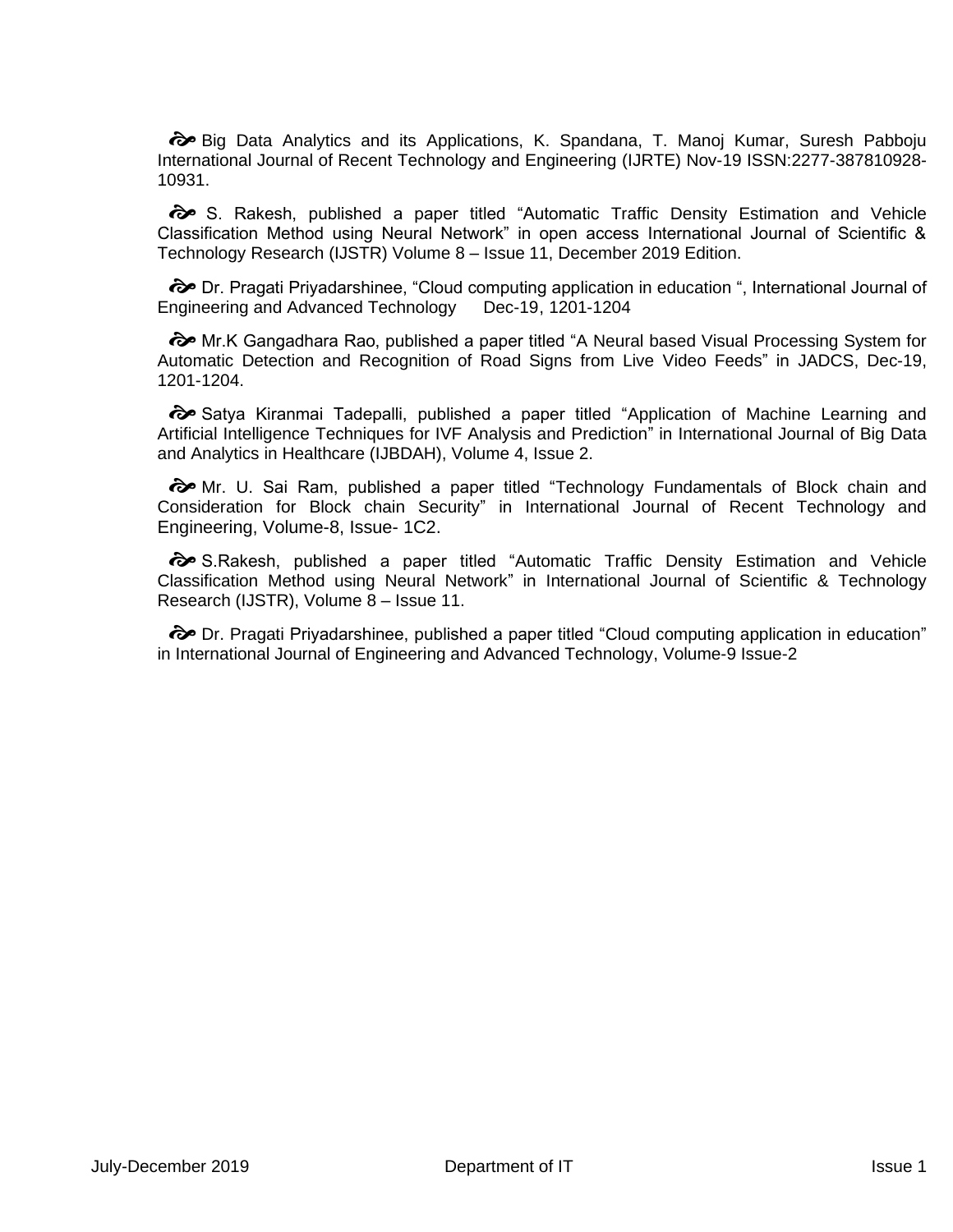- Big Data Analytics and its Applications, K. Spandana, T. Manoj Kumar, Suresh Pabboju International Journal of Recent Technology and Engineering (IJRTE) Nov-19 ISSN:2277-387810928-10931.

- S. Rakesh, published a paper titled "Automatic Traffic Density Estimation and Vehicle Classification Method using Neural Network" in open access International Journal of Scientific & Technology Research (IJSTR) Volume 8 – Issue 11, December 2019 Edition.

- Dr. Pragati Priyadarshinee, "Cloud computing application in education ", International Journal of Engineering and Advanced Technology Dec-19, 1201-1204

- Mr.K Gangadhara Rao, published a paper titled "A Neural based Visual Processing System for Automatic Detection and Recognition of Road Signs from Live Video Feeds" in JADCS, Dec-19, 1201-1204.

- Satya Kiranmai Tadepalli, published a paper titled "Application of Machine Learning and Artificial Intelligence Techniques for IVF Analysis and Prediction" in International Journal of Big Data and Analytics in Healthcare (IJBDAH), Volume 4, Issue 2.

- Mr. U. Sai Ram, published a paper titled "Technology Fundamentals of Block chain and Consideration for Block chain Security" in International Journal of Recent Technology and Engineering, Volume-8, Issue- 1C2.

- S.Rakesh, published a paper titled "Automatic Traffic Density Estimation and Vehicle Classification Method using Neural Network" in International Journal of Scientific & Technology Research (IJSTR), Volume 8 – Issue 11.

- Dr. Pragati Priyadarshinee, published a paper titled "Cloud computing application in education" in International Journal of Engineering and Advanced Technology, Volume-9 Issue-2